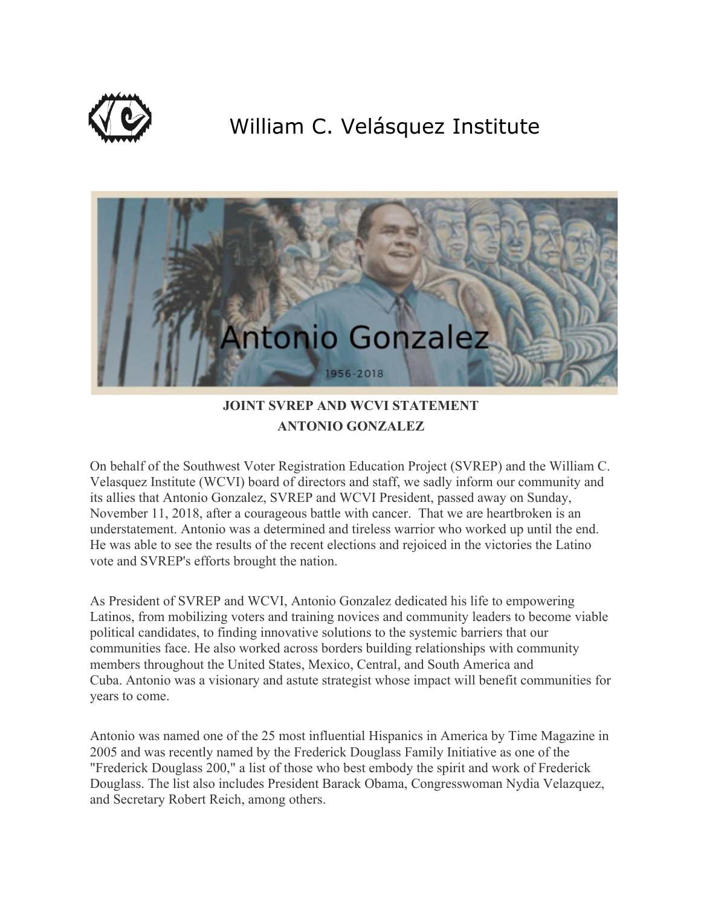# William C. Velásquez Institute

**JOINT SVREP AND WCVI STATEMENT**
**ANTONIO GONZALEZ**

On behalf of the Southwest Voter Registration Education Project (SVREP) and the William C. Velasquez Institute (WCVI) board of directors and staff, we sadly inform our community and its allies that Antonio Gonzalez, SVREP and WCVI President, passed away on Sunday, November 11, 2018, after a courageous battle with cancer. That we are heartbroken is an understatement. Antonio was a determined and tireless warrior who worked up until the end. He was able to see the results of the recent elections and rejoiced in the victories the Latino vote and SVREP's efforts brought the nation.

As President of SVREP and WCVI, Antonio Gonzalez dedicated his life to empowering Latinos, from mobilizing voters and training novices and community leaders to become viable political candidates, to finding innovative solutions to the systemic barriers that our communities face. He also worked across borders building relationships with community members throughout the United States, Mexico, Central, and South America and Cuba. Antonio was a visionary and astute strategist whose impact will benefit communities for years to come.

Antonio was named one of the 25 most influential Hispanics in America by Time Magazine in 2005 and was recently named by the Frederick Douglass Family Initiative as one of the "Frederick Douglass 200," a list of those who best embody the spirit and work of Frederick Douglass. The list also includes President Barack Obama, Congresswoman Nydia Velazquez, and Secretary Robert Reich, among others.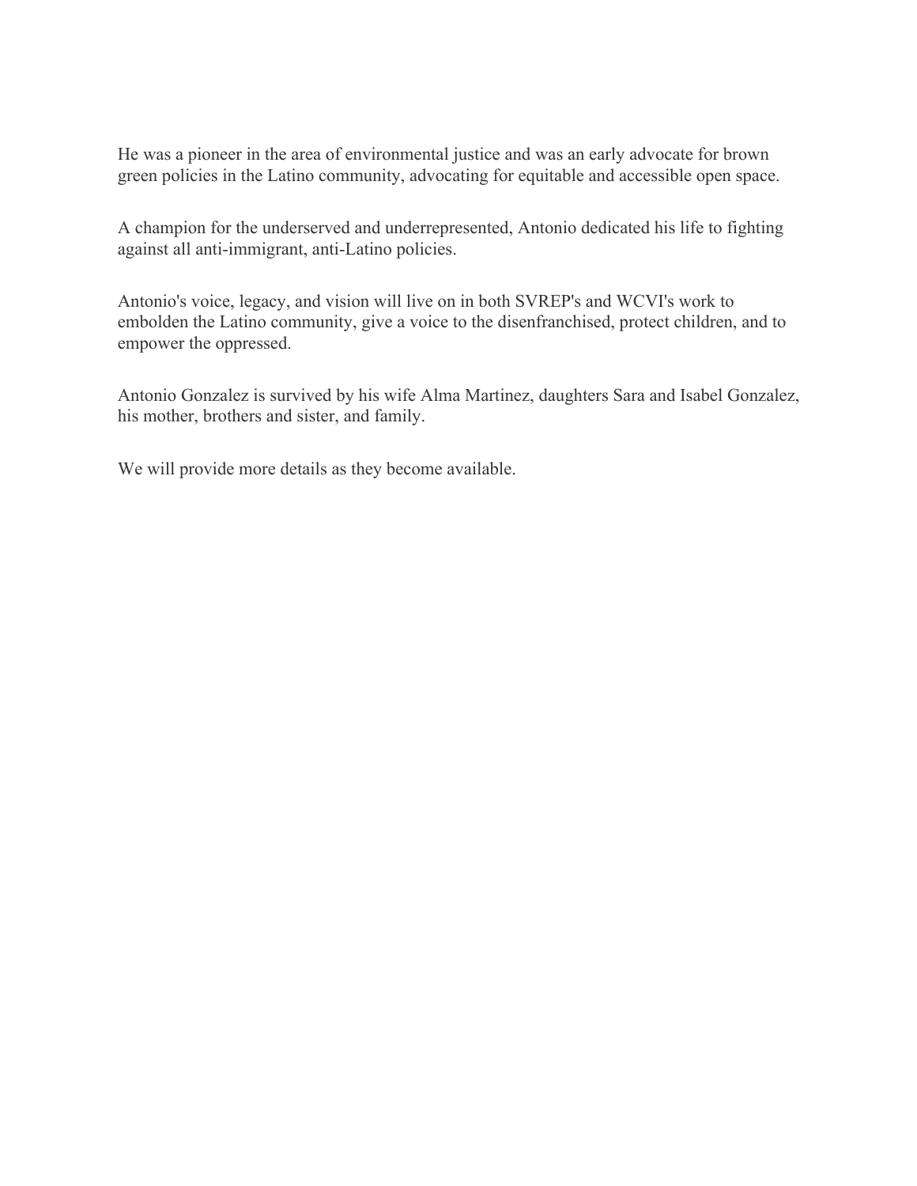He was a pioneer in the area of environmental justice and was an early advocate for brown green policies in the Latino community, advocating for equitable and accessible open space.

A champion for the underserved and underrepresented, Antonio dedicated his life to fighting against all anti-immigrant, anti-Latino policies.

Antonio's voice, legacy, and vision will live on in both SVREP's and WCVI's work to embolden the Latino community, give a voice to the disenfranchised, protect children, and to empower the oppressed.

Antonio Gonzalez is survived by his wife Alma Martinez, daughters Sara and Isabel Gonzalez, his mother, brothers and sister, and family.

We will provide more details as they become available.